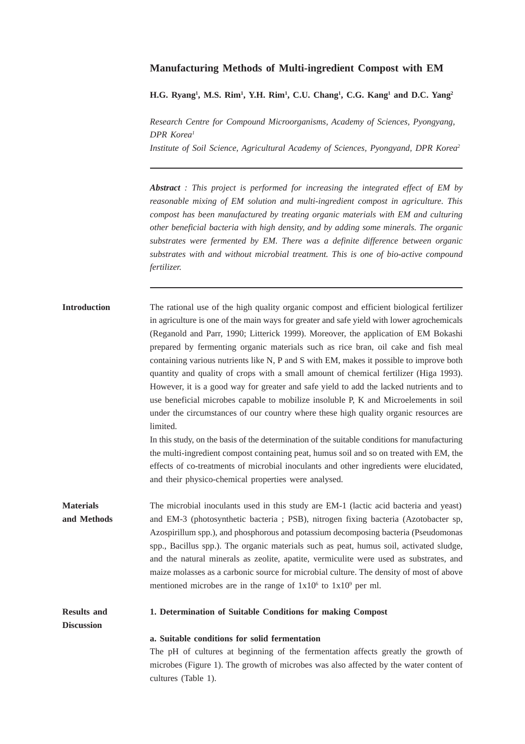# Manufacturing Methods of Multi-ingredient Compost with EM

**H.G. Ryang[1], M.S. Rim[1], Y.H. Rim[1], C.U. Chang[1], C.G. Kang[1] and D.C. Yang[2]**

*Research Centre for Compound Microorganisms, Academy of Sciences, Pyongyang, DPR Korea[1]*

*Institute of Soil Science, Agricultural Academy of Sciences, Pyongyand, DPR Korea[2]*

---

***Abstract*** *: This project is performed for increasing the integrated effect of EM by reasonable mixing of EM solution and multi-ingredient compost in agriculture. This compost has been manufactured by treating organic materials with EM and culturing other beneficial bacteria with high density, and by adding some minerals. The organic substrates were fermented by EM. There was a definite difference between organic substrates with and without microbial treatment. This is one of bio-active compound fertilizer.*

---

## Introduction

The rational use of the high quality organic compost and efficient biological fertilizer in agriculture is one of the main ways for greater and safe yield with lower agrochemicals (Reganold and Parr, 1990; Litterick 1999). Moreover, the application of EM Bokashi prepared by fermenting organic materials such as rice bran, oil cake and fish meal containing various nutrients like N, P and S with EM, makes it possible to improve both quantity and quality of crops with a small amount of chemical fertilizer (Higa 1993). However, it is a good way for greater and safe yield to add the lacked nutrients and to use beneficial microbes capable to mobilize insoluble P, K and Microelements in soil under the circumstances of our country where these high quality organic resources are limited.

In this study, on the basis of the determination of the suitable conditions for manufacturing the multi-ingredient compost containing peat, humus soil and so on treated with EM, the effects of co-treatments of microbial inoculants and other ingredients were elucidated, and their physico-chemical properties were analysed.

## Materials and Methods

The microbial inoculants used in this study are EM-1 (lactic acid bacteria and yeast) and EM-3 (photosynthetic bacteria ; PSB), nitrogen fixing bacteria (Azotobacter sp, Azospirillum spp.), and phosphorous and potassium decomposing bacteria (Pseudomonas spp., Bacillus spp.). The organic materials such as peat, humus soil, activated sludge, and the natural minerals as zeolite, apatite, vermiculite were used as substrates, and maize molasses as a carbonic source for microbial culture. The density of most of above mentioned microbes are in the range of $1x10^6$ to $1x10^9$ per ml.

## Results and Discussion

### 1. Determination of Suitable Conditions for making Compost

#### a. Suitable conditions for solid fermentation

The pH of cultures at beginning of the fermentation affects greatly the growth of microbes (Figure 1). The growth of microbes was also affected by the water content of cultures (Table 1).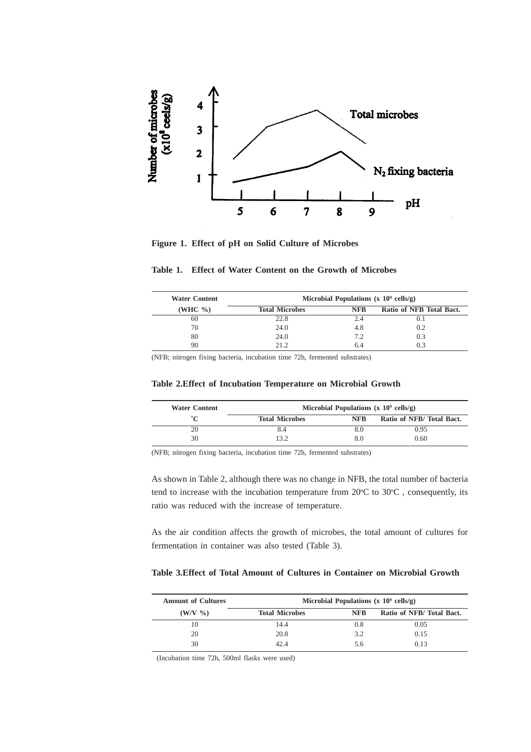**Figure 1. Effect of pH on Solid Culture of Microbes**

**Table 1. Effect of Water Content on the Growth of Microbes**

| Water Content | Microbial Populations (x $10^9$ cells/g) | | |
|---|---|---|---|
| (WHC %) | Total Microbes | NFB | Ratio of NFB Total Bact. |
| 60 | 22.8 | 2.4 | 0.1 |
| 70 | 24.0 | 4.8 | 0.2 |
| 80 | 24.0 | 7.2 | 0.3 |
| 90 | 21.2 | 6.4 | 0.3 |

(NFB; nitrogen fixing bacteria, incubation time 72h, fermented substrates)

**Table 2.Effect of Incubation Temperature on Microbial Growth**

| Water Content | Microbial Populations (x $10^9$ cells/g) | | |
|---|---|---|---|
| ˚C | Total Microbes | NFB | Ratio of NFB/ Total Bact. |
| 20 | 8.4 | 8.0 | 0.95 |
| 30 | 13.2 | 8.0 | 0.60 |

(NFB; nitrogen fixing bacteria, incubation time 72h, fermented substrates)

As shown in Table 2, although there was no change in NFB, the total number of bacteria tend to increase with the incubation temperature from 20°C to 30°C , consequently, its ratio was reduced with the increase of temperature.

As the air condition affects the growth of microbes, the total amount of cultures for fermentation in container was also tested (Table 3).

**Table 3.Effect of Total Amount of Cultures in Container on Microbial Growth**

| Amount of Cultures | Microbial Populations (x $10^9$ cells/g) | | |
|---|---|---|---|
| (W/V %) | Total Microbes | NFB | Ratio of NFB/ Total Bact. |
| 10 | 14.4 | 0.8 | 0.05 |
| 20 | 20.8 | 3.2 | 0.15 |
| 30 | 42.4 | 5.6 | 0.13 |

(Incubation time 72h, 500ml flasks were used)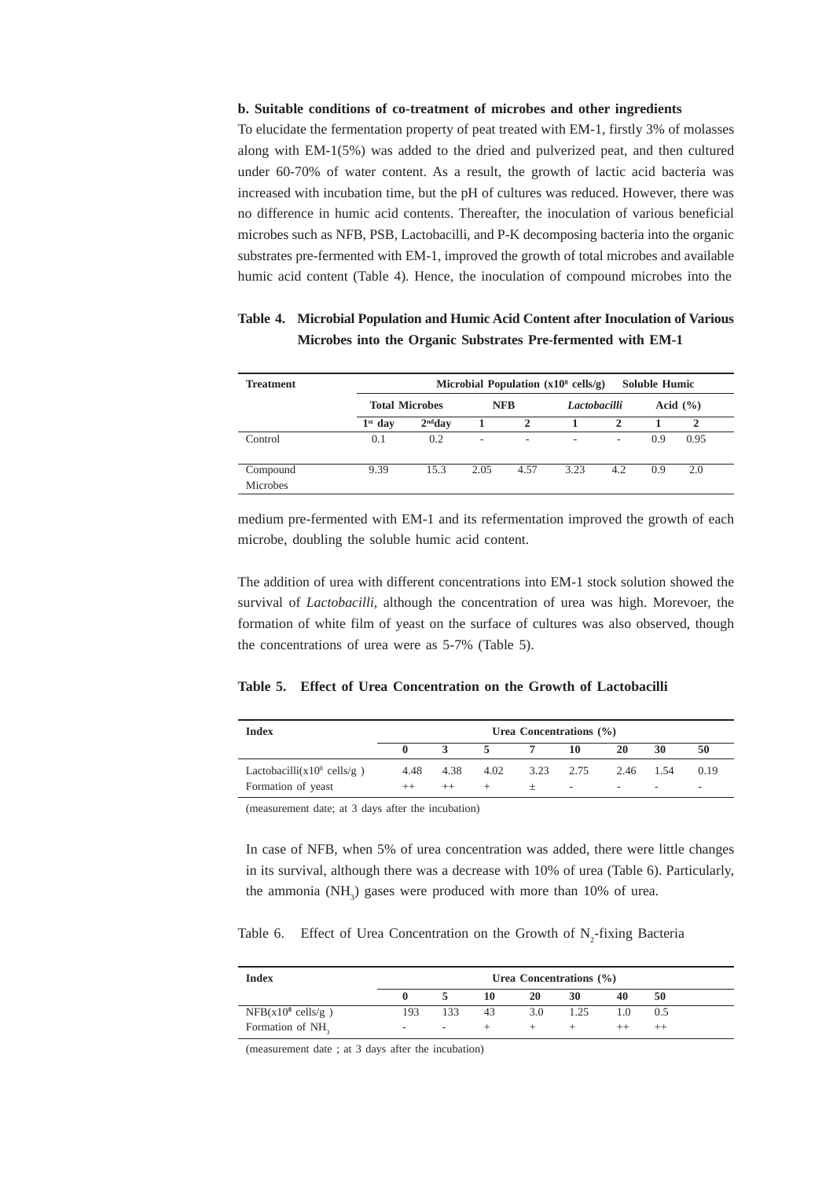**b. Suitable conditions of co-treatment of microbes and other ingredients**

To elucidate the fermentation property of peat treated with EM-1, firstly 3% of molasses along with EM-1(5%) was added to the dried and pulverized peat, and then cultured under 60-70% of water content. As a result, the growth of lactic acid bacteria was increased with incubation time, but the pH of cultures was reduced. However, there was no difference in humic acid contents. Thereafter, the inoculation of various beneficial microbes such as NFB, PSB, Lactobacilli, and P-K decomposing bacteria into the organic substrates pre-fermented with EM-1, improved the growth of total microbes and available humic acid content (Table 4). Hence, the inoculation of compound microbes into the medium pre-fermented with EM-1 and its refermentation improved the growth of each microbe, doubling the soluble humic acid content.

**Table 4. Microbial Population and Humic Acid Content after Inoculation of Various Microbes into the Organic Substrates Pre-fermented with EM-1**

| Treatment | Microbial Population ($x10^8$ cells/g) | | | | | | Soluble Humic Acid (%) | |
|---|---|---|---|---|---|---|---|---|
| | Total Microbes | | NFB | | *Lactobacilli* | | | |
| | 1st day | 2nd day | 1 | 2 | 1 | 2 | 1 | 2 |
| Control | 0.1 | 0.2 | - | - | - | - | 0.9 | 0.95 |
| Compound Microbes | 9.39 | 15.3 | 2.05 | 4.57 | 3.23 | 4.2 | 0.9 | 2.0 |

The addition of urea with different concentrations into EM-1 stock solution showed the survival of *Lactobacilli*, although the concentration of urea was high. Morevoer, the formation of white film of yeast on the surface of cultures was also observed, though the concentrations of urea were as 5-7% (Table 5).

**Table 5. Effect of Urea Concentration on the Growth of Lactobacilli**

| Index | Urea Concentrations (%) | | | | | | | |
|---|---|---|---|---|---|---|---|---|
| | 0 | 3 | 5 | 7 | 10 | 20 | 30 | 50 |
| Lactobacilli($x10^8$ cells/g ) | 4.48 | 4.38 | 4.02 | 3.23 | 2.75 | 2.46 | 1.54 | 0.19 |
| Formation of yeast | ++ | ++ | + | ± | - | - | - | - |

(measurement date; at 3 days after the incubation)

In case of NFB, when 5% of urea concentration was added, there were little changes in its survival, although there was a decrease with 10% of urea (Table 6). Particularly, the ammonia ($NH_3$) gases were produced with more than 10% of urea.

Table 6. Effect of Urea Concentration on the Growth of $N_2$-fixing Bacteria

| Index | Urea Concentrations (%) | | | | | | |
|---|---|---|---|---|---|---|---|
| | 0 | 5 | 10 | 20 | 30 | 40 | 50 |
| NFB($x10^8$ cells/g ) | 193 | 133 | 43 | 3.0 | 1.25 | 1.0 | 0.5 |
| Formation of $NH_3$ | - | - | + | + | + | ++ | ++ |

(measurement date ; at 3 days after the incubation)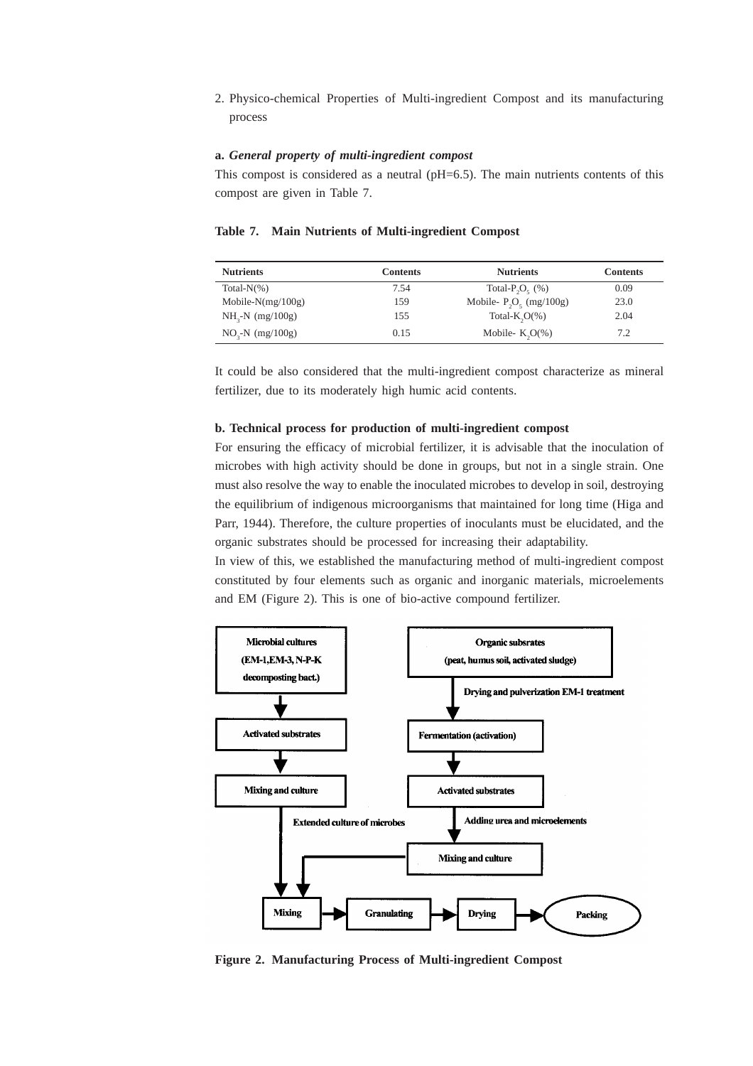2. Physico-chemical Properties of Multi-ingredient Compost and its manufacturing process

**a.** ***General property of multi-ingredient compost***

This compost is considered as a neutral (pH=6.5). The main nutrients contents of this compost are given in Table 7.

**Table 7. Main Nutrients of Multi-ingredient Compost**

| Nutrients | Contents | Nutrients | Contents |
|---|---|---|---|
| Total-N(%) | 7.54 | Total-$P_2O_5$ (%) | 0.09 |
| Mobile-N(mg/100g) | 159 | Mobile- $P_2O_5$ (mg/100g) | 23.0 |
| $NH_3$-N (mg/100g) | 155 | Total-$K_2O$(%) | 2.04 |
| $NO_3$-N (mg/100g) | 0.15 | Mobile- $K_2O$(%) | 7.2 |

It could be also considered that the multi-ingredient compost characterize as mineral fertilizer, due to its moderately high humic acid contents.

**b. Technical process for production of multi-ingredient compost**

For ensuring the efficacy of microbial fertilizer, it is advisable that the inoculation of microbes with high activity should be done in groups, but not in a single strain. One must also resolve the way to enable the inoculated microbes to develop in soil, destroying the equilibrium of indigenous microorganisms that maintained for long time (Higa and Parr, 1944). Therefore, the culture properties of inoculants must be elucidated, and the organic substrates should be processed for increasing their adaptability.

In view of this, we established the manufacturing method of multi-ingredient compost constituted by four elements such as organic and inorganic materials, microelements and EM (Figure 2). This is one of bio-active compound fertilizer.

Microbial cultures (EM-1,EM-3, N-P-K decomposting bact.) → Activated substrates → Mixing and culture → Extended culture of microbes → Mixing

Organic subsrates (peat, humus soil, activated sludge) → Drying and pulverization EM-1 treatment → Fermentation (activation) → Activated substrates → Adding urea and microelements → Mixing and culture → Mixing

Mixing → Granulating → Drying → Packing

**Figure 2. Manufacturing Process of Multi-ingredient Compost**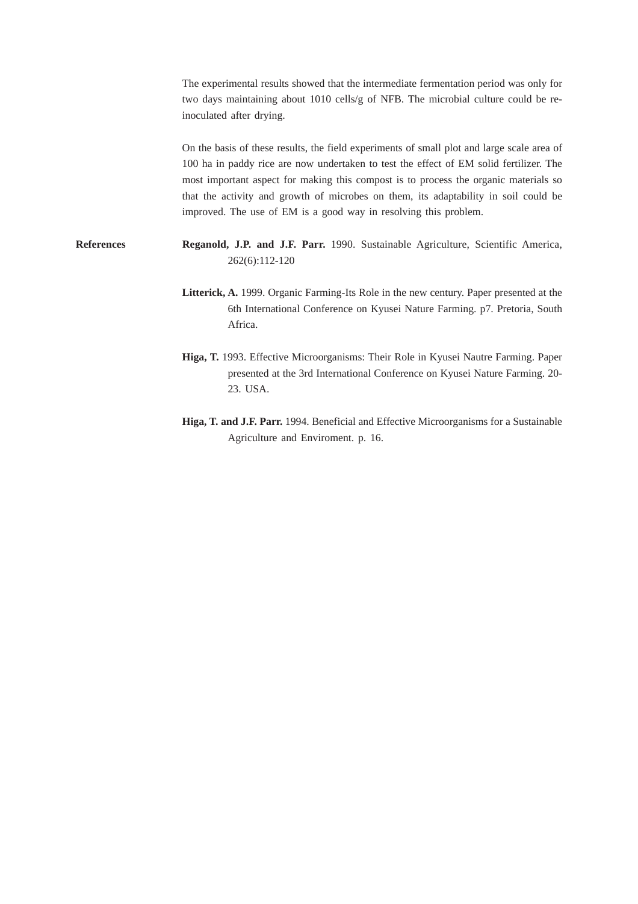The experimental results showed that the intermediate fermentation period was only for two days maintaining about 1010 cells/g of NFB. The microbial culture could be re-inoculated after drying.

On the basis of these results, the field experiments of small plot and large scale area of 100 ha in paddy rice are now undertaken to test the effect of EM solid fertilizer. The most important aspect for making this compost is to process the organic materials so that the activity and growth of microbes on them, its adaptability in soil could be improved. The use of EM is a good way in resolving this problem.

## References

**Reganold, J.P. and J.F. Parr.** 1990. Sustainable Agriculture, Scientific America, 262(6):112-120

**Litterick, A.** 1999. Organic Farming-Its Role in the new century. Paper presented at the 6th International Conference on Kyusei Nature Farming. p7. Pretoria, South Africa.

**Higa, T.** 1993. Effective Microorganisms: Their Role in Kyusei Nautre Farming. Paper presented at the 3rd International Conference on Kyusei Nature Farming. 20-23. USA.

**Higa, T. and J.F. Parr.** 1994. Beneficial and Effective Microorganisms for a Sustainable Agriculture and Enviroment. p. 16.